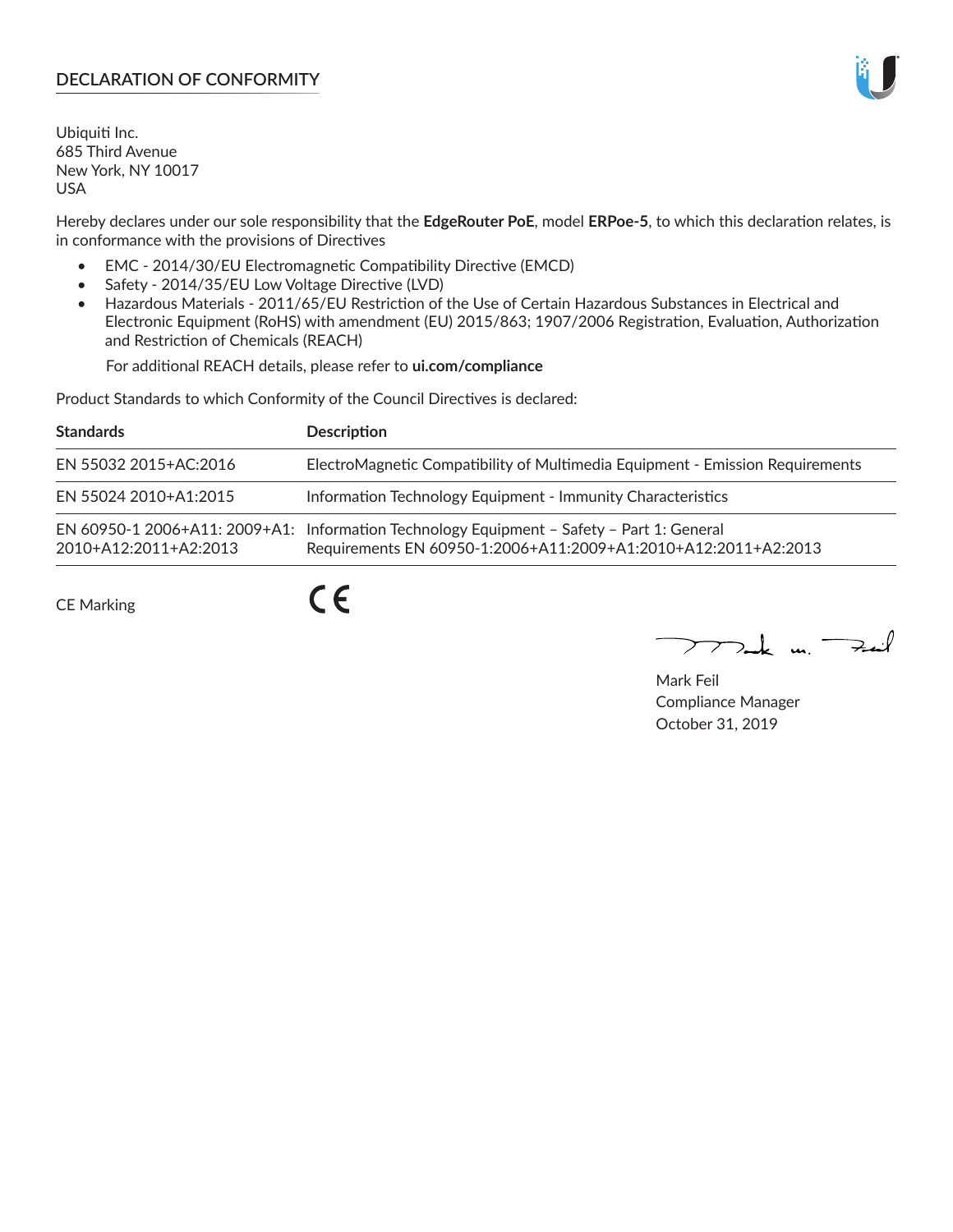## DECLARATION OF CONFORMITY

Ubiquiti Inc.
685 Third Avenue
New York, NY 10017
USA

Hereby declares under our sole responsibility that the **EdgeRouter PoE**, model **ERPoe-5**, to which this declaration relates, is in conformance with the provisions of Directives

- EMC - 2014/30/EU Electromagnetic Compatibility Directive (EMCD)
- Safety - 2014/35/EU Low Voltage Directive (LVD)
- Hazardous Materials - 2011/65/EU Restriction of the Use of Certain Hazardous Substances in Electrical and Electronic Equipment (RoHS) with amendment (EU) 2015/863; 1907/2006 Registration, Evaluation, Authorization and Restriction of Chemicals (REACH)

  For additional REACH details, please refer to **ui.com/compliance**

Product Standards to which Conformity of the Council Directives is declared:

| Standards | Description |
|---|---|
| EN 55032 2015+AC:2016 | ElectroMagnetic Compatibility of Multimedia Equipment - Emission Requirements |
| EN 55024 2010+A1:2015 | Information Technology Equipment - Immunity Characteristics |
| EN 60950-1 2006+A11: 2009+A1: 2010+A12:2011+A2:2013 | Information Technology Equipment – Safety – Part 1: General Requirements EN 60950-1:2006+A11:2009+A1:2010+A12:2011+A2:2013 |

CE Marking CE

Mark Feil
Compliance Manager
October 31, 2019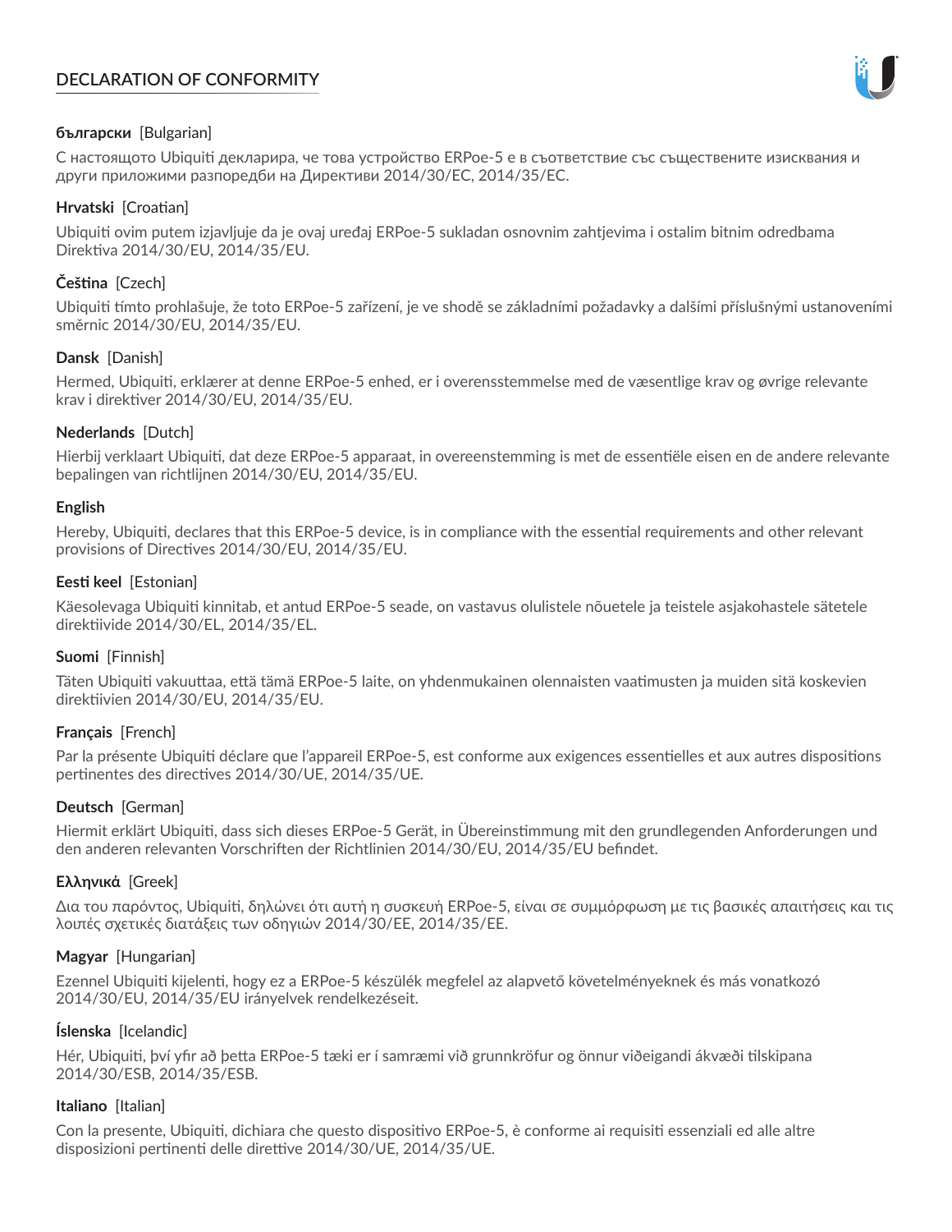# DECLARATION OF CONFORMITY

**български** [Bulgarian]

С настоящото Ubiquiti декларира, че това устройство ERPoe-5 е в съответствие със съществените изисквания и други приложими разпоредби на Директиви 2014/30/ЕС, 2014/35/ЕС.

**Hrvatski** [Croatian]

Ubiquiti ovim putem izjavljuje da je ovaj uređaj ERPoe-5 sukladan osnovnim zahtjevima i ostalim bitnim odredbama Direktiva 2014/30/EU, 2014/35/EU.

**Čeština** [Czech]

Ubiquiti tímto prohlašuje, že toto ERPoe-5 zařízení, je ve shodě se základními požadavky a dalšími příslušnými ustanoveními směrnic 2014/30/EU, 2014/35/EU.

**Dansk** [Danish]

Hermed, Ubiquiti, erklærer at denne ERPoe-5 enhed, er i overensstemmelse med de væsentlige krav og øvrige relevante krav i direktiver 2014/30/EU, 2014/35/EU.

**Nederlands** [Dutch]

Hierbij verklaart Ubiquiti, dat deze ERPoe-5 apparaat, in overeenstemming is met de essentiële eisen en de andere relevante bepalingen van richtlijnen 2014/30/EU, 2014/35/EU.

**English**

Hereby, Ubiquiti, declares that this ERPoe-5 device, is in compliance with the essential requirements and other relevant provisions of Directives 2014/30/EU, 2014/35/EU.

**Eesti keel** [Estonian]

Käesolevaga Ubiquiti kinnitab, et antud ERPoe-5 seade, on vastavus olulistele nõuetele ja teistele asjakohastele sätetele direktiivide 2014/30/EL, 2014/35/EL.

**Suomi** [Finnish]

Täten Ubiquiti vakuuttaa, että tämä ERPoe-5 laite, on yhdenmukainen olennaisten vaatimusten ja muiden sitä koskevien direktiivien 2014/30/EU, 2014/35/EU.

**Français** [French]

Par la présente Ubiquiti déclare que l'appareil ERPoe-5, est conforme aux exigences essentielles et aux autres dispositions pertinentes des directives 2014/30/UE, 2014/35/UE.

**Deutsch** [German]

Hiermit erklärt Ubiquiti, dass sich dieses ERPoe-5 Gerät, in Übereinstimmung mit den grundlegenden Anforderungen und den anderen relevanten Vorschriften der Richtlinien 2014/30/EU, 2014/35/EU befindet.

**Ελληνικά** [Greek]

Δια του παρόντος, Ubiquiti, δηλώνει ότι αυτή η συσκευή ERPoe-5, είναι σε συμμόρφωση με τις βασικές απαιτήσεις και τις λοιπές σχετικές διατάξεις των οδηγιών 2014/30/EE, 2014/35/EE.

**Magyar** [Hungarian]

Ezennel Ubiquiti kijelenti, hogy ez a ERPoe-5 készülék megfelel az alapvető követelményeknek és más vonatkozó 2014/30/EU, 2014/35/EU irányelvek rendelkezéseit.

**Íslenska** [Icelandic]

Hér, Ubiquiti, því yfir að þetta ERPoe-5 tæki er í samræmi við grunnkröfur og önnur viðeigandi ákvæði tilskipana 2014/30/ESB, 2014/35/ESB.

**Italiano** [Italian]

Con la presente, Ubiquiti, dichiara che questo dispositivo ERPoe-5, è conforme ai requisiti essenziali ed alle altre disposizioni pertinenti delle direttive 2014/30/UE, 2014/35/UE.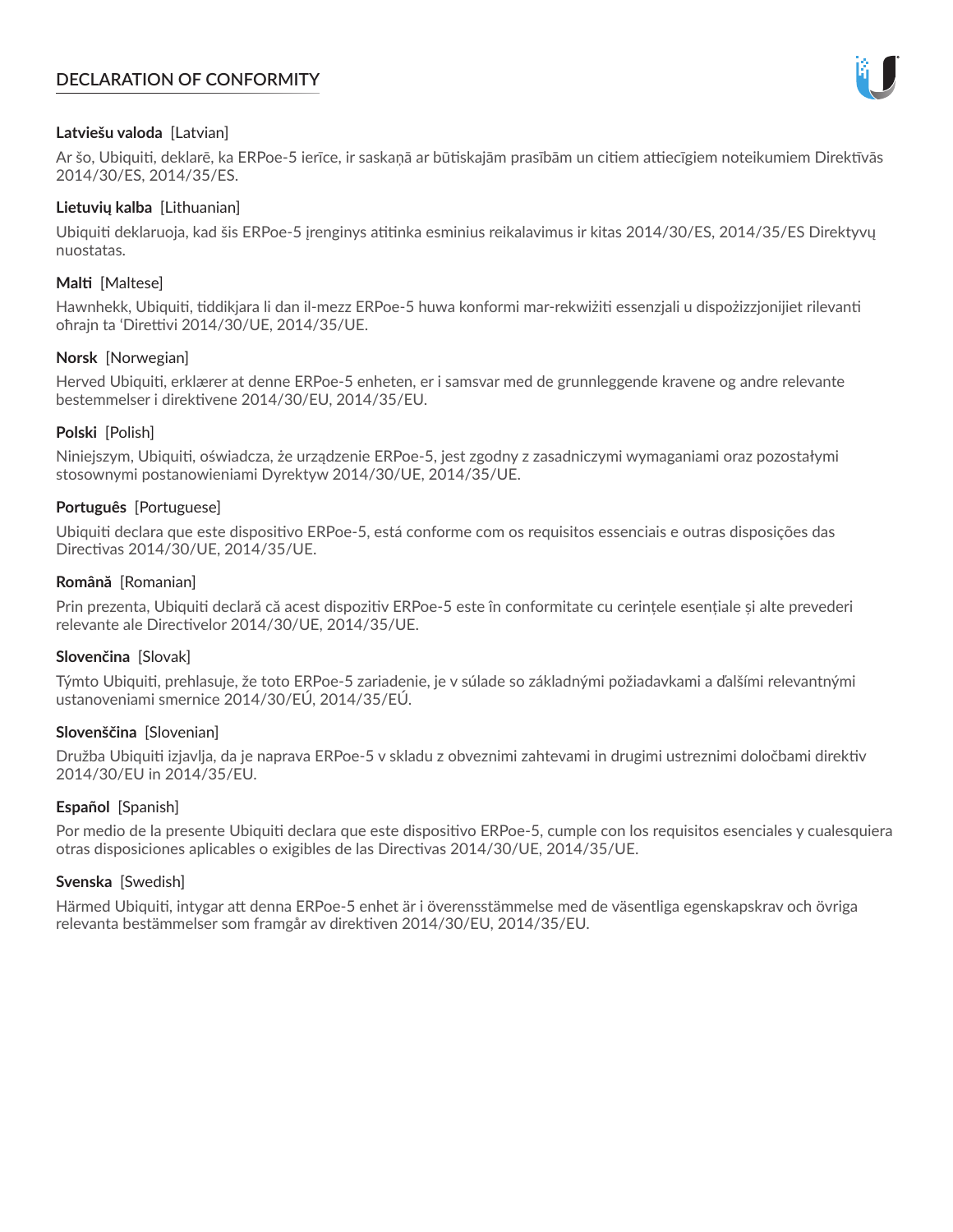## DECLARATION OF CONFORMITY

**Latviešu valoda** [Latvian]

Ar šo, Ubiquiti, deklarē, ka ERPoe-5 ierīce, ir saskaņā ar būtiskajām prasībām un citiem attiecīgiem noteikumiem Direktīvās 2014/30/ES, 2014/35/ES.

**Lietuvių kalba** [Lithuanian]

Ubiquiti deklaruoja, kad šis ERPoe-5 įrenginys atitinka esminius reikalavimus ir kitas 2014/30/ES, 2014/35/ES Direktyvų nuostatas.

**Malti** [Maltese]

Hawnhekk, Ubiquiti, tiddikjara li dan il-mezz ERPoe-5 huwa konformi mar-rekwiżiti essenzjali u dispożizzjonijiet rilevanti oħrajn ta 'Direttivi 2014/30/UE, 2014/35/UE.

**Norsk** [Norwegian]

Herved Ubiquiti, erklærer at denne ERPoe-5 enheten, er i samsvar med de grunnleggende kravene og andre relevante bestemmelser i direktivene 2014/30/EU, 2014/35/EU.

**Polski** [Polish]

Niniejszym, Ubiquiti, oświadcza, że urządzenie ERPoe-5, jest zgodny z zasadniczymi wymaganiami oraz pozostałymi stosownymi postanowieniami Dyrektyw 2014/30/UE, 2014/35/UE.

**Português** [Portuguese]

Ubiquiti declara que este dispositivo ERPoe-5, está conforme com os requisitos essenciais e outras disposições das Directivas 2014/30/UE, 2014/35/UE.

**Română** [Romanian]

Prin prezenta, Ubiquiti declară că acest dispozitiv ERPoe-5 este în conformitate cu cerințele esențiale și alte prevederi relevante ale Directivelor 2014/30/UE, 2014/35/UE.

**Slovenčina** [Slovak]

Týmto Ubiquiti, prehlasuje, že toto ERPoe-5 zariadenie, je v súlade so základnými požiadavkami a ďalšími relevantnými ustanoveniami smernice 2014/30/EÚ, 2014/35/EÚ.

**Slovenščina** [Slovenian]

Družba Ubiquiti izjavlja, da je naprava ERPoe-5 v skladu z obveznimi zahtevami in drugimi ustreznimi določbami direktiv 2014/30/EU in 2014/35/EU.

**Español** [Spanish]

Por medio de la presente Ubiquiti declara que este dispositivo ERPoe-5, cumple con los requisitos esenciales y cualesquiera otras disposiciones aplicables o exigibles de las Directivas 2014/30/UE, 2014/35/UE.

**Svenska** [Swedish]

Härmed Ubiquiti, intygar att denna ERPoe-5 enhet är i överensstämmelse med de väsentliga egenskapskrav och övriga relevanta bestämmelser som framgår av direktiven 2014/30/EU, 2014/35/EU.